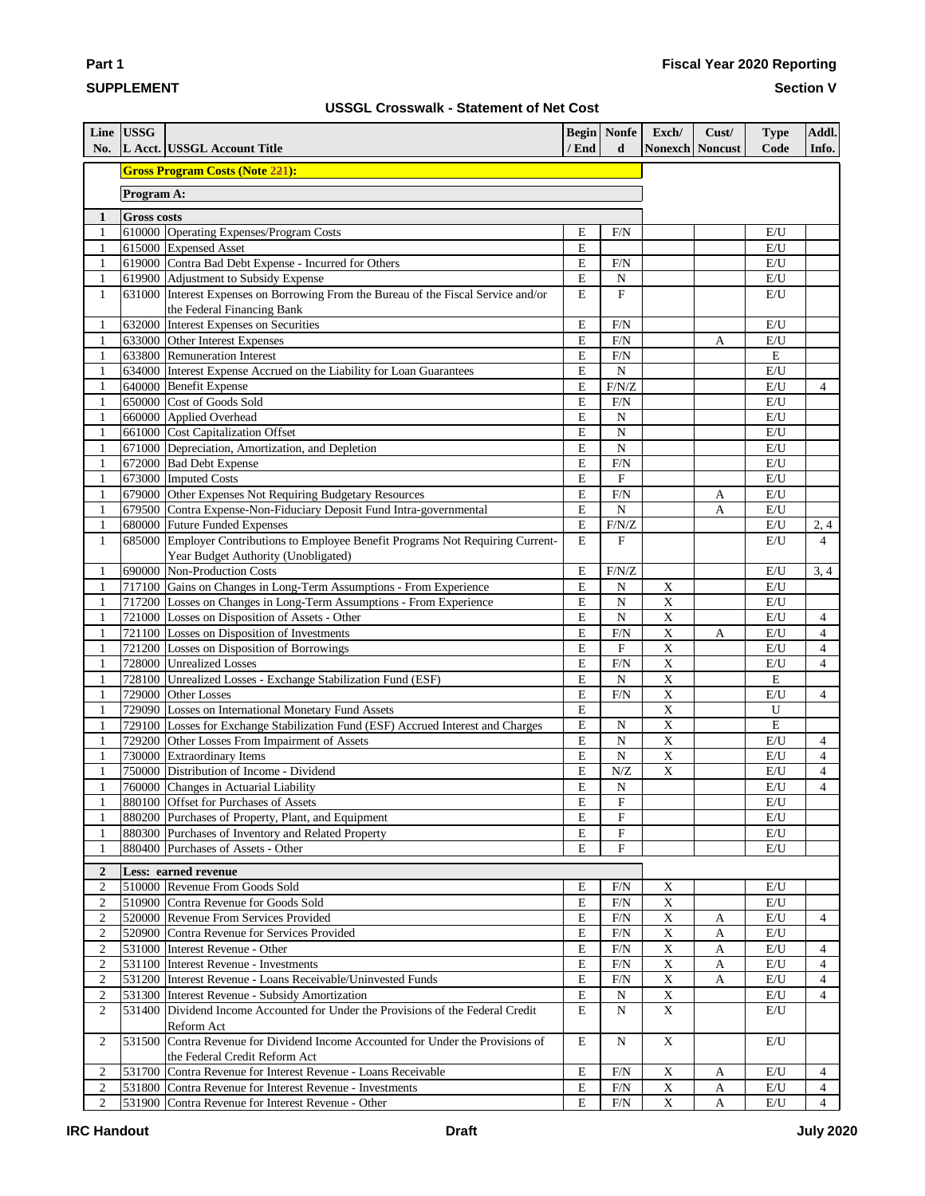**Part 1**

**SUPPLEMENT**

**Fiscal Year 2020 Reporting**

**Section V**

**USSGL Crosswalk - Statement of Net Cost**

| Line No. | USSGL Acct. | USSGL Account Title | Begin / End | Nonfed | Exch/ Nonexch | Cust/ Noncust | Type Code | Addl. Info. |
|---|---|---|---|---|---|---|---|---|
| | **Gross Program Costs (Note ~~22~~1):** | | | | | | | |
| | **Program A:** | | | | | | | |
| **1** | **Gross costs** | | | | | | | |
| 1 | 610000 | Operating Expenses/Program Costs | E | F/N | | | E/U | |
| 1 | 615000 | Expensed Asset | E | | | | E/U | |
| 1 | 619000 | Contra Bad Debt Expense - Incurred for Others | E | F/N | | | E/U | |
| 1 | 619900 | Adjustment to Subsidy Expense | E | N | | | E/U | |
| 1 | 631000 | Interest Expenses on Borrowing From the Bureau of the Fiscal Service and/or the Federal Financing Bank | E | F | | | E/U | |
| 1 | 632000 | Interest Expenses on Securities | E | F/N | | | E/U | |
| 1 | 633000 | Other Interest Expenses | E | F/N | | A | E/U | |
| 1 | 633800 | Remuneration Interest | E | F/N | | | E | |
| 1 | 634000 | Interest Expense Accrued on the Liability for Loan Guarantees | E | N | | | E/U | |
| 1 | 640000 | Benefit Expense | E | F/N/Z | | | E/U | 4 |
| 1 | 650000 | Cost of Goods Sold | E | F/N | | | E/U | |
| 1 | 660000 | Applied Overhead | E | N | | | E/U | |
| 1 | 661000 | Cost Capitalization Offset | E | N | | | E/U | |
| 1 | 671000 | Depreciation, Amortization, and Depletion | E | N | | | E/U | |
| 1 | 672000 | Bad Debt Expense | E | F/N | | | E/U | |
| 1 | 673000 | Imputed Costs | E | F | | | E/U | |
| 1 | 679000 | Other Expenses Not Requiring Budgetary Resources | E | F/N | | A | E/U | |
| 1 | 679500 | Contra Expense-Non-Fiduciary Deposit Fund Intra-governmental | E | N | | A | E/U | |
| 1 | 680000 | Future Funded Expenses | E | F/N/Z | | | E/U | 2, 4 |
| 1 | 685000 | Employer Contributions to Employee Benefit Programs Not Requiring Current-Year Budget Authority (Unobligated) | E | F | | | E/U | 4 |
| 1 | 690000 | Non-Production Costs | E | F/N/Z | | | E/U | 3, 4 |
| 1 | 717100 | Gains on Changes in Long-Term Assumptions - From Experience | E | N | X | | E/U | |
| 1 | 717200 | Losses on Changes in Long-Term Assumptions - From Experience | E | N | X | | E/U | |
| 1 | 721000 | Losses on Disposition of Assets - Other | E | N | X | | E/U | 4 |
| 1 | 721100 | Losses on Disposition of Investments | E | F/N | X | A | E/U | 4 |
| 1 | 721200 | Losses on Disposition of Borrowings | E | F | X | | E/U | 4 |
| 1 | 728000 | Unrealized Losses | E | F/N | X | | E/U | 4 |
| 1 | 728100 | Unrealized Losses - Exchange Stabilization Fund (ESF) | E | N | X | | E | |
| 1 | 729000 | Other Losses | E | F/N | X | | E/U | 4 |
| 1 | 729090 | Losses on International Monetary Fund Assets | E | | X | | U | |
| 1 | 729100 | Losses for Exchange Stabilization Fund (ESF) Accrued Interest and Charges | E | N | X | | E | |
| 1 | 729200 | Other Losses From Impairment of Assets | E | N | X | | E/U | 4 |
| 1 | 730000 | Extraordinary Items | E | N | X | | E/U | 4 |
| 1 | 750000 | Distribution of Income - Dividend | E | N/Z | X | | E/U | 4 |
| 1 | 760000 | Changes in Actuarial Liability | E | N | | | E/U | 4 |
| 1 | 880100 | Offset for Purchases of Assets | E | F | | | E/U | |
| 1 | 880200 | Purchases of Property, Plant, and Equipment | E | F | | | E/U | |
| 1 | 880300 | Purchases of Inventory and Related Property | E | F | | | E/U | |
| 1 | 880400 | Purchases of Assets - Other | E | F | | | E/U | |
| **2** | **Less: earned revenue** | | | | | | | |
| 2 | 510000 | Revenue From Goods Sold | E | F/N | X | | E/U | |
| 2 | 510900 | Contra Revenue for Goods Sold | E | F/N | X | | E/U | |
| 2 | 520000 | Revenue From Services Provided | E | F/N | X | A | E/U | 4 |
| 2 | 520900 | Contra Revenue for Services Provided | E | F/N | X | A | E/U | |
| 2 | 531000 | Interest Revenue - Other | E | F/N | X | A | E/U | 4 |
| 2 | 531100 | Interest Revenue - Investments | E | F/N | X | A | E/U | 4 |
| 2 | 531200 | Interest Revenue - Loans Receivable/Uninvested Funds | E | F/N | X | A | E/U | 4 |
| 2 | 531300 | Interest Revenue - Subsidy Amortization | E | N | X | | E/U | 4 |
| 2 | 531400 | Dividend Income Accounted for Under the Provisions of the Federal Credit Reform Act | E | N | X | | E/U | |
| 2 | 531500 | Contra Revenue for Dividend Income Accounted for Under the Provisions of the Federal Credit Reform Act | E | N | X | | E/U | |
| 2 | 531700 | Contra Revenue for Interest Revenue - Loans Receivable | E | F/N | X | A | E/U | 4 |
| 2 | 531800 | Contra Revenue for Interest Revenue - Investments | E | F/N | X | A | E/U | 4 |
| 2 | 531900 | Contra Revenue for Interest Revenue - Other | E | F/N | X | A | E/U | 4 |

**IRC Handout** **Draft** **July 2020**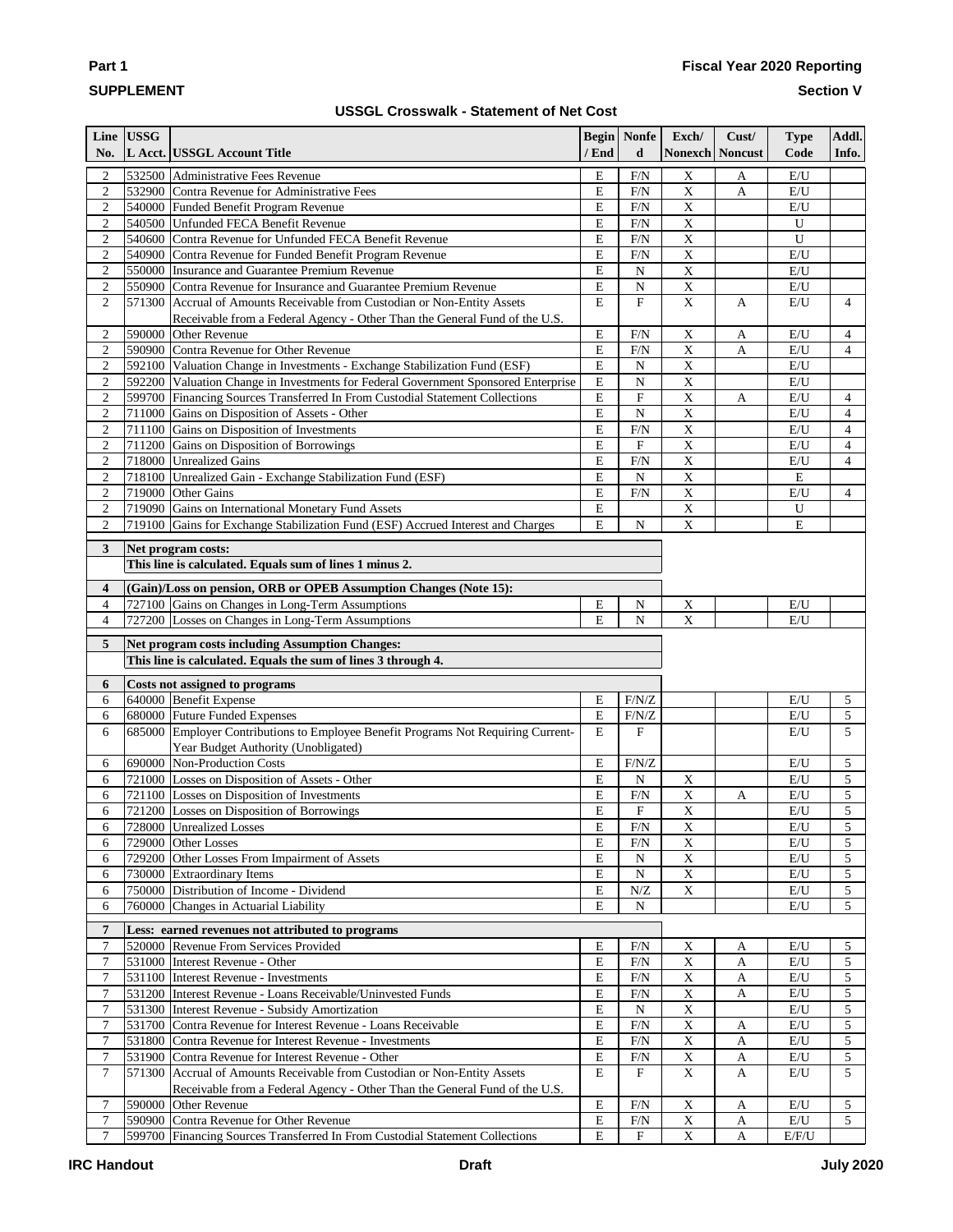**Part 1** **Fiscal Year 2020 Reporting**

**SUPPLEMENT** **Section V**

**USSGL Crosswalk - Statement of Net Cost**

| Line No. | USSGL Acct. | USSGL Account Title | Begin / End | Nonfed | Exch/ Nonexch | Cust/ Noncust | Type Code | Addl. Info. |
|---|---|---|---|---|---|---|---|---|
| 2 | 532500 | Administrative Fees Revenue | E | F/N | X | A | E/U | |
| 2 | 532900 | Contra Revenue for Administrative Fees | E | F/N | X | A | E/U | |
| 2 | 540000 | Funded Benefit Program Revenue | E | F/N | X | | E/U | |
| 2 | 540500 | Unfunded FECA Benefit Revenue | E | F/N | X | | U | |
| 2 | 540600 | Contra Revenue for Unfunded FECA Benefit Revenue | E | F/N | X | | U | |
| 2 | 540900 | Contra Revenue for Funded Benefit Program Revenue | E | F/N | X | | E/U | |
| 2 | 550000 | Insurance and Guarantee Premium Revenue | E | N | X | | E/U | |
| 2 | 550900 | Contra Revenue for Insurance and Guarantee Premium Revenue | E | N | X | | E/U | |
| 2 | 571300 | Accrual of Amounts Receivable from Custodian or Non-Entity Assets Receivable from a Federal Agency - Other Than the General Fund of the U.S. | E | F | X | A | E/U | 4 |
| 2 | 590000 | Other Revenue | E | F/N | X | A | E/U | 4 |
| 2 | 590900 | Contra Revenue for Other Revenue | E | F/N | X | A | E/U | 4 |
| 2 | 592100 | Valuation Change in Investments - Exchange Stabilization Fund (ESF) | E | N | X | | E/U | |
| 2 | 592200 | Valuation Change in Investments for Federal Government Sponsored Enterprise | E | N | X | | E/U | |
| 2 | 599700 | Financing Sources Transferred In From Custodial Statement Collections | E | F | X | A | E/U | 4 |
| 2 | 711000 | Gains on Disposition of Assets - Other | E | N | X | | E/U | 4 |
| 2 | 711100 | Gains on Disposition of Investments | E | F/N | X | | E/U | 4 |
| 2 | 711200 | Gains on Disposition of Borrowings | E | F | X | | E/U | 4 |
| 2 | 718000 | Unrealized Gains | E | F/N | X | | E/U | 4 |
| 2 | 718100 | Unrealized Gain - Exchange Stabilization Fund (ESF) | E | N | X | | E | |
| 2 | 719000 | Other Gains | E | F/N | X | | E/U | 4 |
| 2 | 719090 | Gains on International Monetary Fund Assets | E | | X | | U | |
| 2 | 719100 | Gains for Exchange Stabilization Fund (ESF) Accrued Interest and Charges | E | N | X | | E | |
| **3** | | **Net program costs:** | | | | | | |
| | | **This line is calculated. Equals sum of lines 1 minus 2.** | | | | | | |
| **4** | | **(Gain)/Loss on pension, ORB or OPEB Assumption Changes (Note 15):** | | | | | | |
| 4 | 727100 | Gains on Changes in Long-Term Assumptions | E | N | X | | E/U | |
| 4 | 727200 | Losses on Changes in Long-Term Assumptions | E | N | X | | E/U | |
| **5** | | **Net program costs including Assumption Changes:** | | | | | | |
| | | **This line is calculated. Equals the sum of lines 3 through 4.** | | | | | | |
| **6** | | **Costs not assigned to programs** | | | | | | |
| 6 | 640000 | Benefit Expense | E | F/N/Z | | | E/U | 5 |
| 6 | 680000 | Future Funded Expenses | E | F/N/Z | | | E/U | 5 |
| 6 | 685000 | Employer Contributions to Employee Benefit Programs Not Requiring Current-Year Budget Authority (Unobligated) | E | F | | | E/U | 5 |
| 6 | 690000 | Non-Production Costs | E | F/N/Z | | | E/U | 5 |
| 6 | 721000 | Losses on Disposition of Assets - Other | E | N | X | | E/U | 5 |
| 6 | 721100 | Losses on Disposition of Investments | E | F/N | X | A | E/U | 5 |
| 6 | 721200 | Losses on Disposition of Borrowings | E | F | X | | E/U | 5 |
| 6 | 728000 | Unrealized Losses | E | F/N | X | | E/U | 5 |
| 6 | 729000 | Other Losses | E | F/N | X | | E/U | 5 |
| 6 | 729200 | Other Losses From Impairment of Assets | E | N | X | | E/U | 5 |
| 6 | 730000 | Extraordinary Items | E | N | X | | E/U | 5 |
| 6 | 750000 | Distribution of Income - Dividend | E | N/Z | X | | E/U | 5 |
| 6 | 760000 | Changes in Actuarial Liability | E | N | | | E/U | 5 |
| **7** | | **Less: earned revenues not attributed to programs** | | | | | | |
| 7 | 520000 | Revenue From Services Provided | E | F/N | X | A | E/U | 5 |
| 7 | 531000 | Interest Revenue - Other | E | F/N | X | A | E/U | 5 |
| 7 | 531100 | Interest Revenue - Investments | E | F/N | X | A | E/U | 5 |
| 7 | 531200 | Interest Revenue - Loans Receivable/Uninvested Funds | E | F/N | X | A | E/U | 5 |
| 7 | 531300 | Interest Revenue - Subsidy Amortization | E | N | X | | E/U | 5 |
| 7 | 531700 | Contra Revenue for Interest Revenue - Loans Receivable | E | F/N | X | A | E/U | 5 |
| 7 | 531800 | Contra Revenue for Interest Revenue - Investments | E | F/N | X | A | E/U | 5 |
| 7 | 531900 | Contra Revenue for Interest Revenue - Other | E | F/N | X | A | E/U | 5 |
| 7 | 571300 | Accrual of Amounts Receivable from Custodian or Non-Entity Assets Receivable from a Federal Agency - Other Than the General Fund of the U.S. | E | F | X | A | E/U | 5 |
| 7 | 590000 | Other Revenue | E | F/N | X | A | E/U | 5 |
| 7 | 590900 | Contra Revenue for Other Revenue | E | F/N | X | A | E/U | 5 |
| 7 | 599700 | Financing Sources Transferred In From Custodial Statement Collections | E | F | X | A | E/F/U | |

**IRC Handout** **Draft** **July 2020**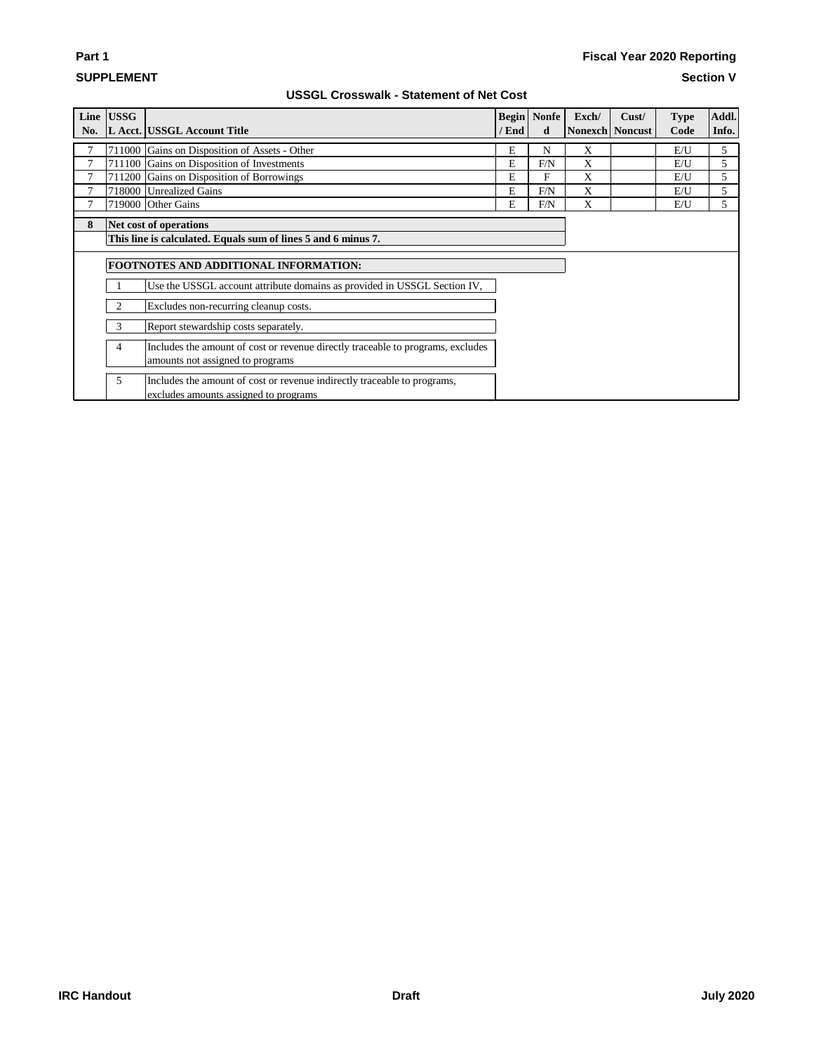Part 1

SUPPLEMENT

Fiscal Year 2020 Reporting

Section V

### USSGL Crosswalk - Statement of Net Cost

| Line No. | USSGL Acct. | USSGL Account Title | Begin / End | Nonfed | Exch/ Nonexch | Cust/ Noncust | Type Code | Addl. Info. |
|---|---|---|---|---|---|---|---|---|
| 7 | 711000 | Gains on Disposition of Assets - Other | E | N | X | | E/U | 5 |
| 7 | 711100 | Gains on Disposition of Investments | E | F/N | X | | E/U | 5 |
| 7 | 711200 | Gains on Disposition of Borrowings | E | F | X | | E/U | 5 |
| 7 | 718000 | Unrealized Gains | E | F/N | X | | E/U | 5 |
| 7 | 719000 | Other Gains | E | F/N | X | | E/U | 5 |
| **8** | **Net cost of operations** | | | | | | | |
| | **This line is calculated. Equals sum of lines 5 and 6 minus 7.** | | | | | | | |

**FOOTNOTES AND ADDITIONAL INFORMATION:**

| | |
|---|---|
| 1 | Use the USSGL account attribute domains as provided in USSGL Section IV, |
| 2 | Excludes non-recurring cleanup costs. |
| 3 | Report stewardship costs separately. |
| 4 | Includes the amount of cost or revenue directly traceable to programs, excludes amounts not assigned to programs |
| 5 | Includes the amount of cost or revenue indirectly traceable to programs, excludes amounts assigned to programs |

IRC Handout | Draft | July 2020